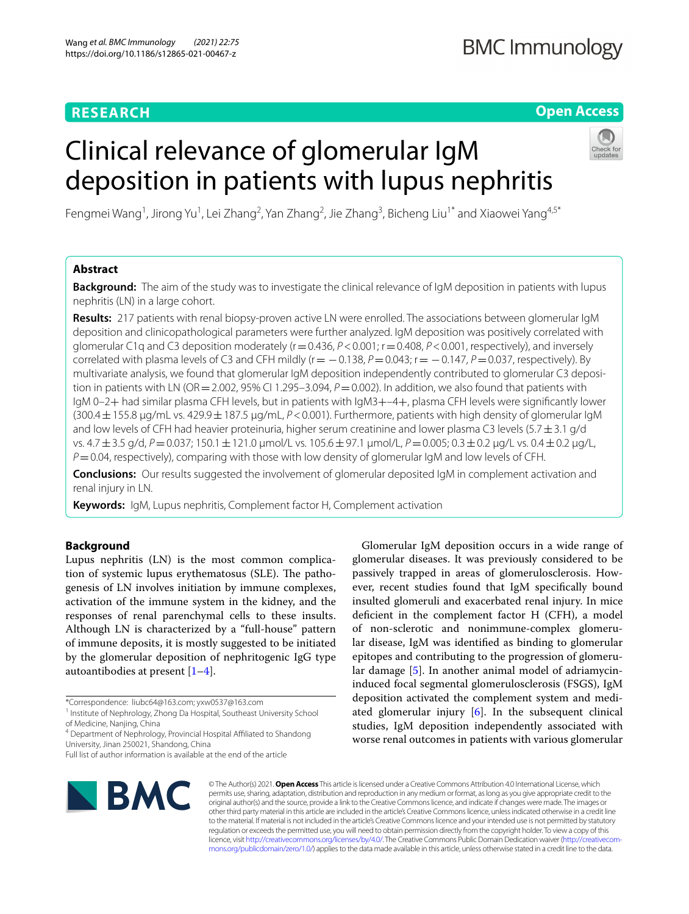RESEARCH

Open Access

# Clinical relevance of glomerular IgM deposition in patients with lupus nephritis

Fengmei Wang[1], Jirong Yu[1], Lei Zhang[2], Yan Zhang[2], Jie Zhang[3], Bicheng Liu[1*] and Xiaowei Yang[4,5*]

## Abstract

**Background:** The aim of the study was to investigate the clinical relevance of IgM deposition in patients with lupus nephritis (LN) in a large cohort.

**Results:** 217 patients with renal biopsy-proven active LN were enrolled. The associations between glomerular IgM deposition and clinicopathological parameters were further analyzed. IgM deposition was positively correlated with glomerular C1q and C3 deposition moderately (r = 0.436, $P < 0.001$; r = 0.408, $P < 0.001$, respectively), and inversely correlated with plasma levels of C3 and CFH mildly (r = −0.138, $P = 0.043$; r = −0.147, $P = 0.037$, respectively). By multivariate analysis, we found that glomerular IgM deposition independently contributed to glomerular C3 deposition in patients with LN (OR = 2.002, 95% CI 1.295–3.094, $P = 0.002$). In addition, we also found that patients with IgM 0–2+ had similar plasma CFH levels, but in patients with IgM3+–4+, plasma CFH levels were significantly lower (300.4 ± 155.8 μg/mL vs. 429.9 ± 187.5 μg/mL, $P < 0.001$). Furthermore, patients with high density of glomerular IgM and low levels of CFH had heavier proteinuria, higher serum creatinine and lower plasma C3 levels (5.7 ± 3.1 g/d vs. 4.7 ± 3.5 g/d, $P = 0.037$; 150.1 ± 121.0 μmol/L vs. 105.6 ± 97.1 μmol/L, $P = 0.005$; 0.3 ± 0.2 μg/L vs. 0.4 ± 0.2 μg/L, $P = 0.04$, respectively), comparing with those with low density of glomerular IgM and low levels of CFH.

**Conclusions:** Our results suggested the involvement of glomerular deposited IgM in complement activation and renal injury in LN.

**Keywords:** IgM, Lupus nephritis, Complement factor H, Complement activation

## Background

Lupus nephritis (LN) is the most common complication of systemic lupus erythematosus (SLE). The pathogenesis of LN involves initiation by immune complexes, activation of the immune system in the kidney, and the responses of renal parenchymal cells to these insults. Although LN is characterized by a "full-house" pattern of immune deposits, it is mostly suggested to be initiated by the glomerular deposition of nephritogenic IgG type autoantibodies at present [1–4].

Glomerular IgM deposition occurs in a wide range of glomerular diseases. It was previously considered to be passively trapped in areas of glomerulosclerosis. However, recent studies found that IgM specifically bound insulted glomeruli and exacerbated renal injury. In mice deficient in the complement factor H (CFH), a model of non-sclerotic and nonimmune-complex glomerular disease, IgM was identified as binding to glomerular epitopes and contributing to the progression of glomerular damage [5]. In another animal model of adriamycin-induced focal segmental glomerulosclerosis (FSGS), IgM deposition activated the complement system and mediated glomerular injury [6]. In the subsequent clinical studies, IgM deposition independently associated with worse renal outcomes in patients with various glomerular

*Correspondence: liubc64@163.com; yxw0537@163.com

[1] Institute of Nephrology, Zhong Da Hospital, Southeast University School of Medicine, Nanjing, China

[4] Department of Nephrology, Provincial Hospital Affiliated to Shandong University, Jinan 250021, Shandong, China

Full list of author information is available at the end of the article

© The Author(s) 2021. **Open Access** This article is licensed under a Creative Commons Attribution 4.0 International License, which permits use, sharing, adaptation, distribution and reproduction in any medium or format, as long as you give appropriate credit to the original author(s) and the source, provide a link to the Creative Commons licence, and indicate if changes were made. The images or other third party material in this article are included in the article's Creative Commons licence, unless indicated otherwise in a credit line to the material. If material is not included in the article's Creative Commons licence and your intended use is not permitted by statutory regulation or exceeds the permitted use, you will need to obtain permission directly from the copyright holder. To view a copy of this licence, visit http://creativecommons.org/licenses/by/4.0/. The Creative Commons Public Domain Dedication waiver (http://creativecommons.org/publicdomain/zero/1.0/) applies to the data made available in this article, unless otherwise stated in a credit line to the data.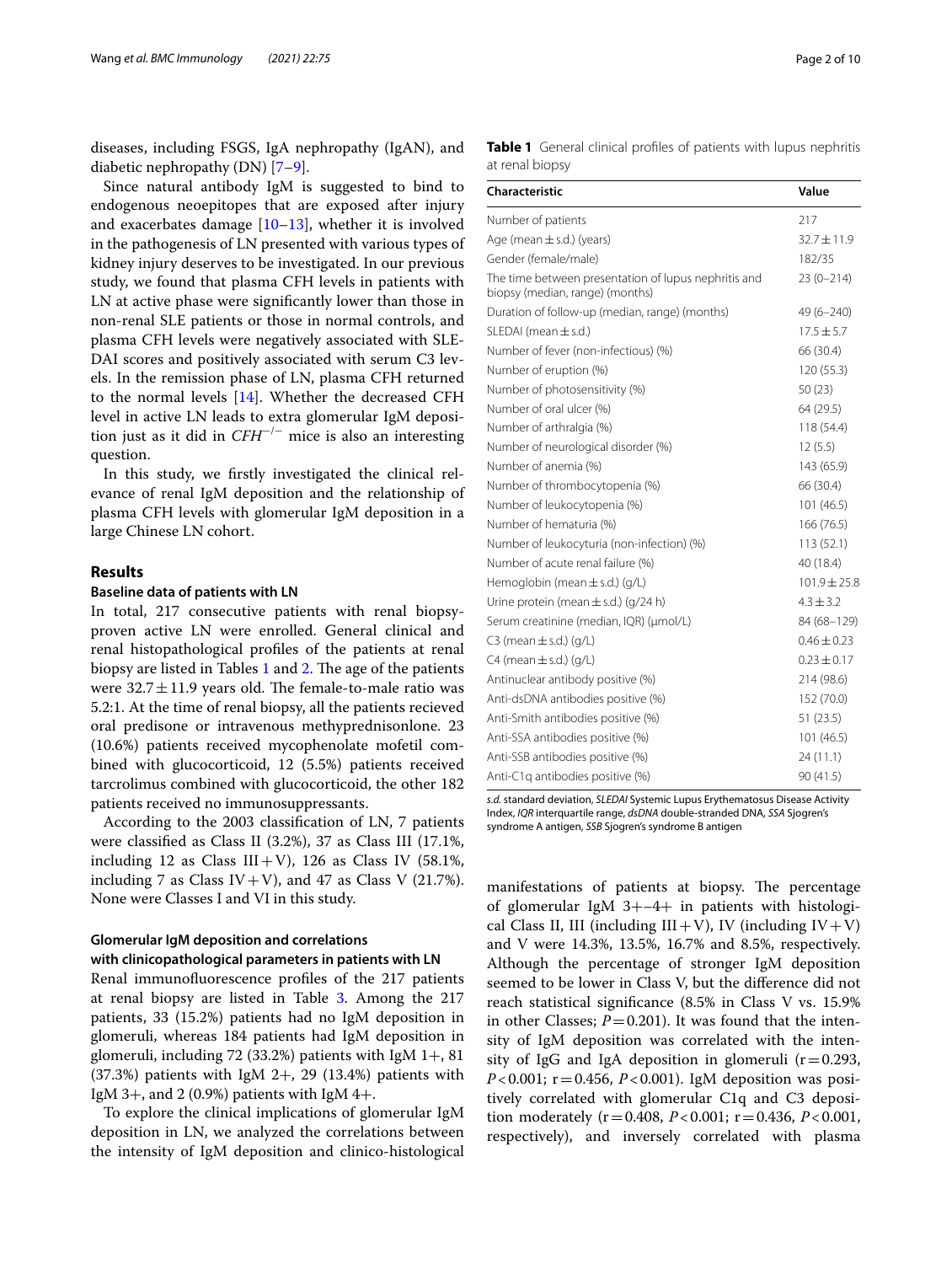diseases, including FSGS, IgA nephropathy (IgAN), and diabetic nephropathy (DN) [7–9].

Since natural antibody IgM is suggested to bind to endogenous neoepitopes that are exposed after injury and exacerbates damage [10–13], whether it is involved in the pathogenesis of LN presented with various types of kidney injury deserves to be investigated. In our previous study, we found that plasma CFH levels in patients with LN at active phase were significantly lower than those in non-renal SLE patients or those in normal controls, and plasma CFH levels were negatively associated with SLE-DAI scores and positively associated with serum C3 levels. In the remission phase of LN, plasma CFH returned to the normal levels [14]. Whether the decreased CFH level in active LN leads to extra glomerular IgM deposition just as it did in $CFH^{-/-}$ mice is also an interesting question.

In this study, we firstly investigated the clinical relevance of renal IgM deposition and the relationship of plasma CFH levels with glomerular IgM deposition in a large Chinese LN cohort.

## Results

### Baseline data of patients with LN

In total, 217 consecutive patients with renal biopsy-proven active LN were enrolled. General clinical and renal histopathological profiles of the patients at renal biopsy are listed in Tables 1 and 2. The age of the patients were 32.7 ± 11.9 years old. The female-to-male ratio was 5.2:1. At the time of renal biopsy, all the patients recieved oral predisone or intravenous methyprednisonlone. 23 (10.6%) patients received mycophenolate mofetil combined with glucocorticoid, 12 (5.5%) patients received tarcrolimus combined with glucocorticoid, the other 182 patients received no immunosuppressants.

According to the 2003 classification of LN, 7 patients were classified as Class II (3.2%), 37 as Class III (17.1%, including 12 as Class III + V), 126 as Class IV (58.1%, including 7 as Class IV + V), and 47 as Class V (21.7%). None were Classes I and VI in this study.

**Table 1** General clinical profiles of patients with lupus nephritis at renal biopsy

| Characteristic | Value |
|---|---|
| Number of patients | 217 |
| Age (mean ± s.d.) (years) | 32.7 ± 11.9 |
| Gender (female/male) | 182/35 |
| The time between presentation of lupus nephritis and biopsy (median, range) (months) | 23 (0–214) |
| Duration of follow-up (median, range) (months) | 49 (6–240) |
| SLEDAI (mean ± s.d.) | 17.5 ± 5.7 |
| Number of fever (non-infectious) (%) | 66 (30.4) |
| Number of eruption (%) | 120 (55.3) |
| Number of photosensitivity (%) | 50 (23) |
| Number of oral ulcer (%) | 64 (29.5) |
| Number of arthralgia (%) | 118 (54.4) |
| Number of neurological disorder (%) | 12 (5.5) |
| Number of anemia (%) | 143 (65.9) |
| Number of thrombocytopenia (%) | 66 (30.4) |
| Number of leukocytopenia (%) | 101 (46.5) |
| Number of hematuria (%) | 166 (76.5) |
| Number of leukocyturia (non-infection) (%) | 113 (52.1) |
| Number of acute renal failure (%) | 40 (18.4) |
| Hemoglobin (mean ± s.d.) (g/L) | 101.9 ± 25.8 |
| Urine protein (mean ± s.d.) (g/24 h) | 4.3 ± 3.2 |
| Serum creatinine (median, IQR) (μmol/L) | 84 (68–129) |
| C3 (mean ± s.d.) (g/L) | 0.46 ± 0.23 |
| C4 (mean ± s.d.) (g/L) | 0.23 ± 0.17 |
| Antinuclear antibody positive (%) | 214 (98.6) |
| Anti-dsDNA antibodies positive (%) | 152 (70.0) |
| Anti-Smith antibodies positive (%) | 51 (23.5) |
| Anti-SSA antibodies positive (%) | 101 (46.5) |
| Anti-SSB antibodies positive (%) | 24 (11.1) |
| Anti-C1q antibodies positive (%) | 90 (41.5) |

*s.d.* standard deviation, *SLEDAI* Systemic Lupus Erythematosus Disease Activity Index, *IQR* interquartile range, *dsDNA* double-stranded DNA, *SSA* Sjogren's syndrome A antigen, *SSB* Sjogren's syndrome B antigen

### Glomerular IgM deposition and correlations with clinicopathological parameters in patients with LN

Renal immunofluorescence profiles of the 217 patients at renal biopsy are listed in Table 3. Among the 217 patients, 33 (15.2%) patients had no IgM deposition in glomeruli, whereas 184 patients had IgM deposition in glomeruli, including 72 (33.2%) patients with IgM 1+, 81 (37.3%) patients with IgM 2+, 29 (13.4%) patients with IgM 3+, and 2 (0.9%) patients with IgM 4+.

To explore the clinical implications of glomerular IgM deposition in LN, we analyzed the correlations between the intensity of IgM deposition and clinico-histological manifestations of patients at biopsy. The percentage of glomerular IgM 3+–4+ in patients with histological Class II, III (including III + V), IV (including IV + V) and V were 14.3%, 13.5%, 16.7% and 8.5%, respectively. Although the percentage of stronger IgM deposition seemed to be lower in Class V, but the difference did not reach statistical significance (8.5% in Class V vs. 15.9% in other Classes; $P = 0.201$). It was found that the intensity of IgM deposition was correlated with the intensity of IgG and IgA deposition in glomeruli ($r = 0.293$, $P < 0.001$; $r = 0.456$, $P < 0.001$). IgM deposition was positively correlated with glomerular C1q and C3 deposition moderately ($r = 0.408$, $P < 0.001$; $r = 0.436$, $P < 0.001$, respectively), and inversely correlated with plasma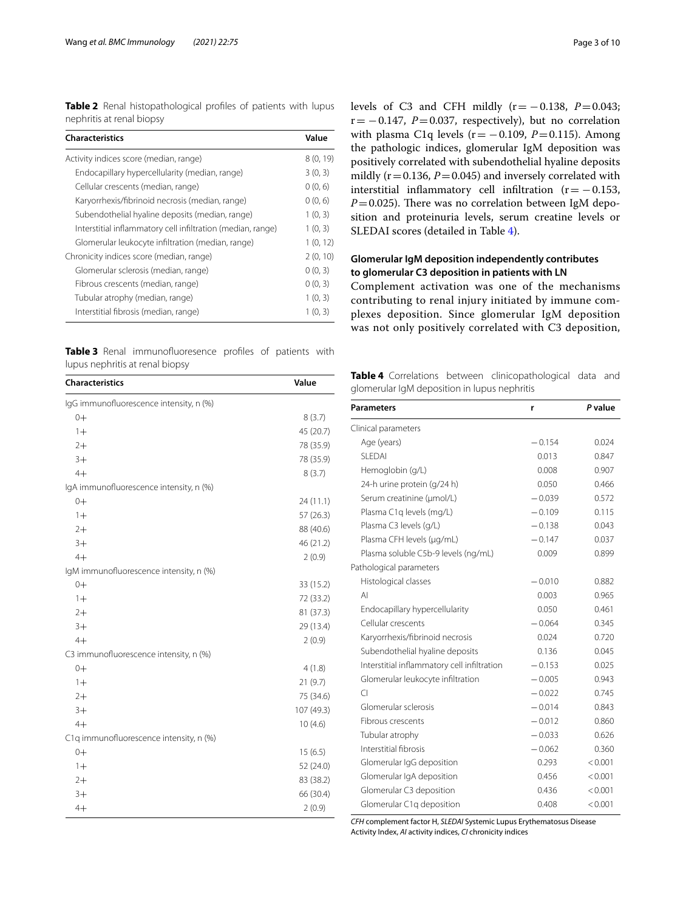**Table 2** Renal histopathological profiles of patients with lupus nephritis at renal biopsy

| Characteristics | Value |
|---|---|
| Activity indices score (median, range) | 8 (0, 19) |
| Endocapillary hypercellularity (median, range) | 3 (0, 3) |
| Cellular crescents (median, range) | 0 (0, 6) |
| Karyorrhexis/fibrinoid necrosis (median, range) | 0 (0, 6) |
| Subendothelial hyaline deposits (median, range) | 1 (0, 3) |
| Interstitial inflammatory cell infiltration (median, range) | 1 (0, 3) |
| Glomerular leukocyte infiltration (median, range) | 1 (0, 12) |
| Chronicity indices score (median, range) | 2 (0, 10) |
| Glomerular sclerosis (median, range) | 0 (0, 3) |
| Fibrous crescents (median, range) | 0 (0, 3) |
| Tubular atrophy (median, range) | 1 (0, 3) |
| Interstitial fibrosis (median, range) | 1 (0, 3) |

**Table 3** Renal immunofluoresence profiles of patients with lupus nephritis at renal biopsy

| Characteristics | Value |
|---|---|
| IgG immunofluorescence intensity, n (%) | |
| 0+ | 8 (3.7) |
| 1+ | 45 (20.7) |
| 2+ | 78 (35.9) |
| 3+ | 78 (35.9) |
| 4+ | 8 (3.7) |
| IgA immunofluorescence intensity, n (%) | |
| 0+ | 24 (11.1) |
| 1+ | 57 (26.3) |
| 2+ | 88 (40.6) |
| 3+ | 46 (21.2) |
| 4+ | 2 (0.9) |
| IgM immunofluorescence intensity, n (%) | |
| 0+ | 33 (15.2) |
| 1+ | 72 (33.2) |
| 2+ | 81 (37.3) |
| 3+ | 29 (13.4) |
| 4+ | 2 (0.9) |
| C3 immunofluorescence intensity, n (%) | |
| 0+ | 4 (1.8) |
| 1+ | 21 (9.7) |
| 2+ | 75 (34.6) |
| 3+ | 107 (49.3) |
| 4+ | 10 (4.6) |
| C1q immunofluorescence intensity, n (%) | |
| 0+ | 15 (6.5) |
| 1+ | 52 (24.0) |
| 2+ | 83 (38.2) |
| 3+ | 66 (30.4) |
| 4+ | 2 (0.9) |

levels of C3 and CFH mildly ($r = -0.138$, $P = 0.043$; $r = -0.147$, $P = 0.037$, respectively), but no correlation with plasma C1q levels ($r = -0.109$, $P = 0.115$). Among the pathologic indices, glomerular IgM deposition was positively correlated with subendothelial hyaline deposits mildly ($r = 0.136$, $P = 0.045$) and inversely correlated with interstitial inflammatory cell infiltration ($r = -0.153$, $P = 0.025$). There was no correlation between IgM deposition and proteinuria levels, serum creatine levels or SLEDAI scores (detailed in Table 4).

## Glomerular IgM deposition independently contributes to glomerular C3 deposition in patients with LN

Complement activation was one of the mechanisms contributing to renal injury initiated by immune complexes deposition. Since glomerular IgM deposition was not only positively correlated with C3 deposition,

**Table 4** Correlations between clinicopathological data and glomerular IgM deposition in lupus nephritis

| Parameters | r | *P* value |
|---|---|---|
| Clinical parameters | | |
| Age (years) | −0.154 | 0.024 |
| SLEDAI | 0.013 | 0.847 |
| Hemoglobin (g/L) | 0.008 | 0.907 |
| 24-h urine protein (g/24 h) | 0.050 | 0.466 |
| Serum creatinine (μmol/L) | −0.039 | 0.572 |
| Plasma C1q levels (mg/L) | −0.109 | 0.115 |
| Plasma C3 levels (g/L) | −0.138 | 0.043 |
| Plasma CFH levels (μg/mL) | −0.147 | 0.037 |
| Plasma soluble C5b-9 levels (ng/mL) | 0.009 | 0.899 |
| Pathological parameters | | |
| Histological classes | −0.010 | 0.882 |
| AI | 0.003 | 0.965 |
| Endocapillary hypercellularity | 0.050 | 0.461 |
| Cellular crescents | −0.064 | 0.345 |
| Karyorrhexis/fibrinoid necrosis | 0.024 | 0.720 |
| Subendothelial hyaline deposits | 0.136 | 0.045 |
| Interstitial inflammatory cell infiltration | −0.153 | 0.025 |
| Glomerular leukocyte infiltration | −0.005 | 0.943 |
| CI | −0.022 | 0.745 |
| Glomerular sclerosis | −0.014 | 0.843 |
| Fibrous crescents | −0.012 | 0.860 |
| Tubular atrophy | −0.033 | 0.626 |
| Interstitial fibrosis | −0.062 | 0.360 |
| Glomerular IgG deposition | 0.293 | < 0.001 |
| Glomerular IgA deposition | 0.456 | < 0.001 |
| Glomerular C3 deposition | 0.436 | < 0.001 |
| Glomerular C1q deposition | 0.408 | < 0.001 |

*CFH* complement factor H, *SLEDAI* Systemic Lupus Erythematosus Disease Activity Index, *AI* activity indices, *CI* chronicity indices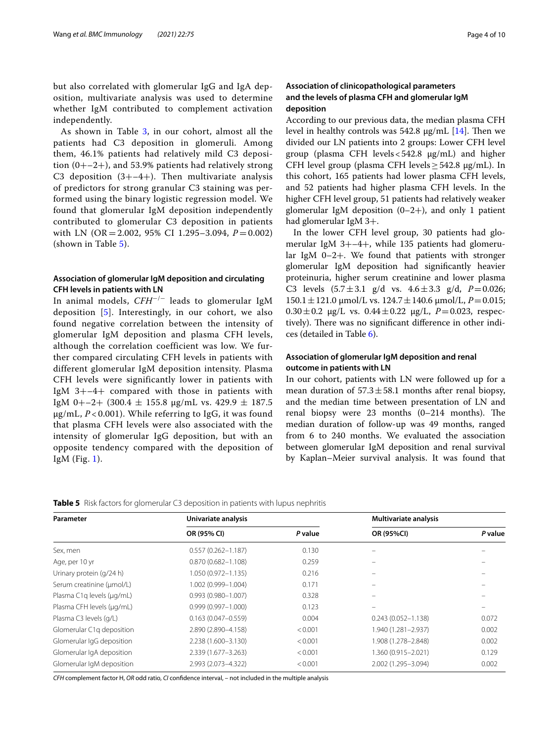but also correlated with glomerular IgG and IgA deposition, multivariate analysis was used to determine whether IgM contributed to complement activation independently.

As shown in Table 3, in our cohort, almost all the patients had C3 deposition in glomeruli. Among them, 46.1% patients had relatively mild C3 deposition (0+–2+), and 53.9% patients had relatively strong C3 deposition (3+–4+). Then multivariate analysis of predictors for strong granular C3 staining was performed using the binary logistic regression model. We found that glomerular IgM deposition independently contributed to glomerular C3 deposition in patients with LN (OR = 2.002, 95% CI 1.295–3.094, $P = 0.002$) (shown in Table 5).

### Association of glomerular IgM deposition and circulating CFH levels in patients with LN

In animal models, $CFH^{-/-}$ leads to glomerular IgM deposition [5]. Interestingly, in our cohort, we also found negative correlation between the intensity of glomerular IgM deposition and plasma CFH levels, although the correlation coefficient was low. We further compared circulating CFH levels in patients with different glomerular IgM deposition intensity. Plasma CFH levels were significantly lower in patients with IgM 3+–4+ compared with those in patients with IgM 0+–2+ (300.4 ± 155.8 μg/mL vs. 429.9 ± 187.5 μg/mL, $P < 0.001$). While referring to IgG, it was found that plasma CFH levels were also associated with the intensity of glomerular IgG deposition, but with an opposite tendency compared with the deposition of IgM (Fig. 1).

### Association of clinicopathological parameters and the levels of plasma CFH and glomerular IgM deposition

According to our previous data, the median plasma CFH level in healthy controls was 542.8 μg/mL [14]. Then we divided our LN patients into 2 groups: Lower CFH level group (plasma CFH levels < 542.8 μg/mL) and higher CFH level group (plasma CFH levels ≥ 542.8 μg/mL). In this cohort, 165 patients had lower plasma CFH levels, and 52 patients had higher plasma CFH levels. In the higher CFH level group, 51 patients had relatively weaker glomerular IgM deposition (0–2+), and only 1 patient had glomerular IgM 3+.

In the lower CFH level group, 30 patients had glomerular IgM 3+–4+, while 135 patients had glomerular IgM 0–2+. We found that patients with stronger glomerular IgM deposition had significantly heavier proteinuria, higher serum creatinine and lower plasma C3 levels (5.7 ± 3.1 g/d vs. 4.6 ± 3.3 g/d, $P = 0.026$; 150.1 ± 121.0 μmol/L vs. 124.7 ± 140.6 μmol/L, $P = 0.015$; 0.30 ± 0.2 μg/L vs. 0.44 ± 0.22 μg/L, $P = 0.023$, respectively). There was no significant difference in other indices (detailed in Table 6).

### Association of glomerular IgM deposition and renal outcome in patients with LN

In our cohort, patients with LN were followed up for a mean duration of 57.3 ± 58.1 months after renal biopsy, and the median time between presentation of LN and renal biopsy were 23 months (0–214 months). The median duration of follow-up was 49 months, ranged from 6 to 240 months. We evaluated the association between glomerular IgM deposition and renal survival by Kaplan–Meier survival analysis. It was found that

**Table 5** Risk factors for glomerular C3 deposition in patients with lupus nephritis

| Parameter | Univariate analysis | | Multivariate analysis | |
|---|---|---|---|---|
| | OR (95% CI) | *P* value | OR (95%CI) | *P* value |
| Sex, men | 0.557 (0.262–1.187) | 0.130 | – | – |
| Age, per 10 yr | 0.870 (0.682–1.108) | 0.259 | – | – |
| Urinary protein (g/24 h) | 1.050 (0.972–1.135) | 0.216 | – | – |
| Serum creatinine (μmol/L) | 1.002 (0.999–1.004) | 0.171 | – | – |
| Plasma C1q levels (μg/mL) | 0.993 (0.980–1.007) | 0.328 | – | – |
| Plasma CFH levels (μg/mL) | 0.999 (0.997–1.000) | 0.123 | – | – |
| Plasma C3 levels (g/L) | 0.163 (0.047–0.559) | 0.004 | 0.243 (0.052–1.138) | 0.072 |
| Glomerular C1q deposition | 2.890 (2.890–4.158) | < 0.001 | 1.940 (1.281–2.937) | 0.002 |
| Glomerular IgG deposition | 2.238 (1.600–3.130) | < 0.001 | 1.908 (1.278–2.848) | 0.002 |
| Glomerular IgA deposition | 2.339 (1.677–3.263) | < 0.001 | 1.360 (0.915–2.021) | 0.129 |
| Glomerular IgM deposition | 2.993 (2.073–4.322) | < 0.001 | 2.002 (1.295–3.094) | 0.002 |

*CFH* complement factor H, *OR* odd ratio, *CI* confidence interval, – not included in the multiple analysis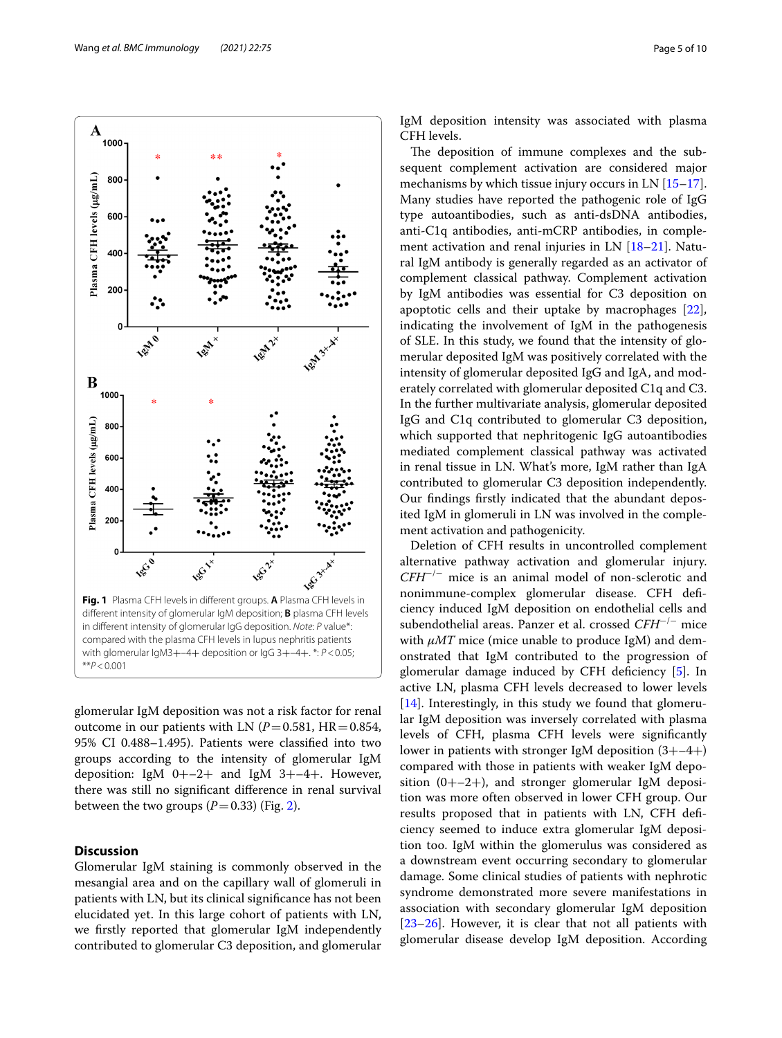Fig. 1 Plasma CFH levels in different groups. **A** Plasma CFH levels in different intensity of glomerular IgM deposition; **B** plasma CFH levels in different intensity of glomerular IgG deposition. *Note*: *P* value*: compared with the plasma CFH levels in lupus nephritis patients with glomerular IgM3+–4+ deposition or IgG 3+–4+. *: $P<0.05$; **$P<0.001$

glomerular IgM deposition was not a risk factor for renal outcome in our patients with LN ($P=0.581$, HR $=0.854$, 95% CI 0.488–1.495). Patients were classified into two groups according to the intensity of glomerular IgM deposition: IgM 0+–2+ and IgM 3+–4+. However, there was still no significant difference in renal survival between the two groups ($P=0.33$) (Fig. 2).

## Discussion

Glomerular IgM staining is commonly observed in the mesangial area and on the capillary wall of glomeruli in patients with LN, but its clinical significance has not been elucidated yet. In this large cohort of patients with LN, we firstly reported that glomerular IgM independently contributed to glomerular C3 deposition, and glomerular IgM deposition intensity was associated with plasma CFH levels.

The deposition of immune complexes and the subsequent complement activation are considered major mechanisms by which tissue injury occurs in LN [15–17]. Many studies have reported the pathogenic role of IgG type autoantibodies, such as anti-dsDNA antibodies, anti-C1q antibodies, anti-mCRP antibodies, in complement activation and renal injuries in LN [18–21]. Natural IgM antibody is generally regarded as an activator of complement classical pathway. Complement activation by IgM antibodies was essential for C3 deposition on apoptotic cells and their uptake by macrophages [22], indicating the involvement of IgM in the pathogenesis of SLE. In this study, we found that the intensity of glomerular deposited IgM was positively correlated with the intensity of glomerular deposited IgG and IgA, and moderately correlated with glomerular deposited C1q and C3. In the further multivariate analysis, glomerular deposited IgG and C1q contributed to glomerular C3 deposition, which supported that nephritogenic IgG autoantibodies mediated complement classical pathway was activated in renal tissue in LN. What's more, IgM rather than IgA contributed to glomerular C3 deposition independently. Our findings firstly indicated that the abundant deposited IgM in glomeruli in LN was involved in the complement activation and pathogenicity.

Deletion of CFH results in uncontrolled complement alternative pathway activation and glomerular injury. $CFH^{-/-}$ mice is an animal model of non-sclerotic and nonimmune-complex glomerular disease. CFH deficiency induced IgM deposition on endothelial cells and subendothelial areas. Panzer et al. crossed $CFH^{-/-}$ mice with *μMT* mice (mice unable to produce IgM) and demonstrated that IgM contributed to the progression of glomerular damage induced by CFH deficiency [5]. In active LN, plasma CFH levels decreased to lower levels [14]. Interestingly, in this study we found that glomerular IgM deposition was inversely correlated with plasma levels of CFH, plasma CFH levels were significantly lower in patients with stronger IgM deposition (3+–4+) compared with those in patients with weaker IgM deposition (0+–2+), and stronger glomerular IgM deposition was more often observed in lower CFH group. Our results proposed that in patients with LN, CFH deficiency seemed to induce extra glomerular IgM deposition too. IgM within the glomerulus was considered as a downstream event occurring secondary to glomerular damage. Some clinical studies of patients with nephrotic syndrome demonstrated more severe manifestations in association with secondary glomerular IgM deposition [23–26]. However, it is clear that not all patients with glomerular disease develop IgM deposition. According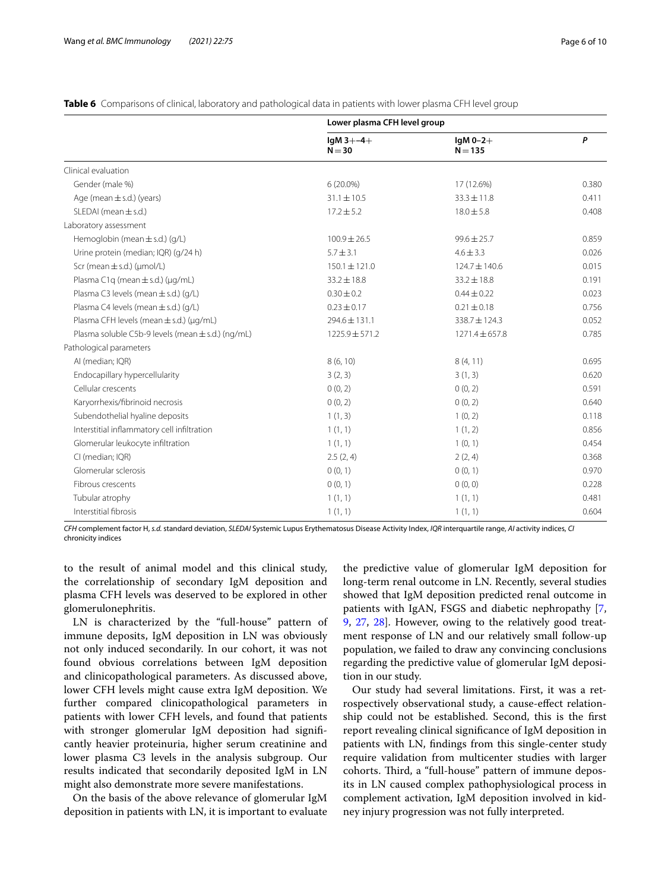**Table 6** Comparisons of clinical, laboratory and pathological data in patients with lower plasma CFH level group

| | Lower plasma CFH level group | | |
|---|---|---|---|
| | IgM 3+–4+<br>N = 30 | IgM 0–2+<br>N = 135 | *P* |
| Clinical evaluation | | | |
| Gender (male %) | 6 (20.0%) | 17 (12.6%) | 0.380 |
| Age (mean ± s.d.) (years) | 31.1 ± 10.5 | 33.3 ± 11.8 | 0.411 |
| SLEDAI (mean ± s.d.) | 17.2 ± 5.2 | 18.0 ± 5.8 | 0.408 |
| Laboratory assessment | | | |
| Hemoglobin (mean ± s.d.) (g/L) | 100.9 ± 26.5 | 99.6 ± 25.7 | 0.859 |
| Urine protein (median; IQR) (g/24 h) | 5.7 ± 3.1 | 4.6 ± 3.3 | 0.026 |
| Scr (mean ± s.d.) (μmol/L) | 150.1 ± 121.0 | 124.7 ± 140.6 | 0.015 |
| Plasma C1q (mean ± s.d.) (μg/mL) | 33.2 ± 18.8 | 33.2 ± 18.8 | 0.191 |
| Plasma C3 levels (mean ± s.d.) (g/L) | 0.30 ± 0.2 | 0.44 ± 0.22 | 0.023 |
| Plasma C4 levels (mean ± s.d.) (g/L) | 0.23 ± 0.17 | 0.21 ± 0.18 | 0.756 |
| Plasma CFH levels (mean ± s.d.) (μg/mL) | 294.6 ± 131.1 | 338.7 ± 124.3 | 0.052 |
| Plasma soluble C5b-9 levels (mean ± s.d.) (ng/mL) | 1225.9 ± 571.2 | 1271.4 ± 657.8 | 0.785 |
| Pathological parameters | | | |
| AI (median; IQR) | 8 (6, 10) | 8 (4, 11) | 0.695 |
| Endocapillary hypercellularity | 3 (2, 3) | 3 (1, 3) | 0.620 |
| Cellular crescents | 0 (0, 2) | 0 (0, 2) | 0.591 |
| Karyorrhexis/fibrinoid necrosis | 0 (0, 2) | 0 (0, 2) | 0.640 |
| Subendothelial hyaline deposits | 1 (1, 3) | 1 (0, 2) | 0.118 |
| Interstitial inflammatory cell infiltration | 1 (1, 1) | 1 (1, 2) | 0.856 |
| Glomerular leukocyte infiltration | 1 (1, 1) | 1 (0, 1) | 0.454 |
| CI (median; IQR) | 2.5 (2, 4) | 2 (2, 4) | 0.368 |
| Glomerular sclerosis | 0 (0, 1) | 0 (0, 1) | 0.970 |
| Fibrous crescents | 0 (0, 1) | 0 (0, 0) | 0.228 |
| Tubular atrophy | 1 (1, 1) | 1 (1, 1) | 0.481 |
| Interstitial fibrosis | 1 (1, 1) | 1 (1, 1) | 0.604 |

*CFH* complement factor H, *s.d.* standard deviation, *SLEDAI* Systemic Lupus Erythematosus Disease Activity Index, *IQR* interquartile range, *AI* activity indices, *CI* chronicity indices

to the result of animal model and this clinical study, the correlationship of secondary IgM deposition and plasma CFH levels was deserved to be explored in other glomerulonephritis.

LN is characterized by the "full-house" pattern of immune deposits, IgM deposition in LN was obviously not only induced secondarily. In our cohort, it was not found obvious correlations between IgM deposition and clinicopathological parameters. As discussed above, lower CFH levels might cause extra IgM deposition. We further compared clinicopathological parameters in patients with lower CFH levels, and found that patients with stronger glomerular IgM deposition had significantly heavier proteinuria, higher serum creatinine and lower plasma C3 levels in the analysis subgroup. Our results indicated that secondarily deposited IgM in LN might also demonstrate more severe manifestations.

On the basis of the above relevance of glomerular IgM deposition in patients with LN, it is important to evaluate the predictive value of glomerular IgM deposition for long-term renal outcome in LN. Recently, several studies showed that IgM deposition predicted renal outcome in patients with IgAN, FSGS and diabetic nephropathy [7, 9, 27, 28]. However, owing to the relatively good treatment response of LN and our relatively small follow-up population, we failed to draw any convincing conclusions regarding the predictive value of glomerular IgM deposition in our study.

Our study had several limitations. First, it was a retrospectively observational study, a cause-effect relationship could not be established. Second, this is the first report revealing clinical significance of IgM deposition in patients with LN, findings from this single-center study require validation from multicenter studies with larger cohorts. Third, a "full-house" pattern of immune deposits in LN caused complex pathophysiological process in complement activation, IgM deposition involved in kidney injury progression was not fully interpreted.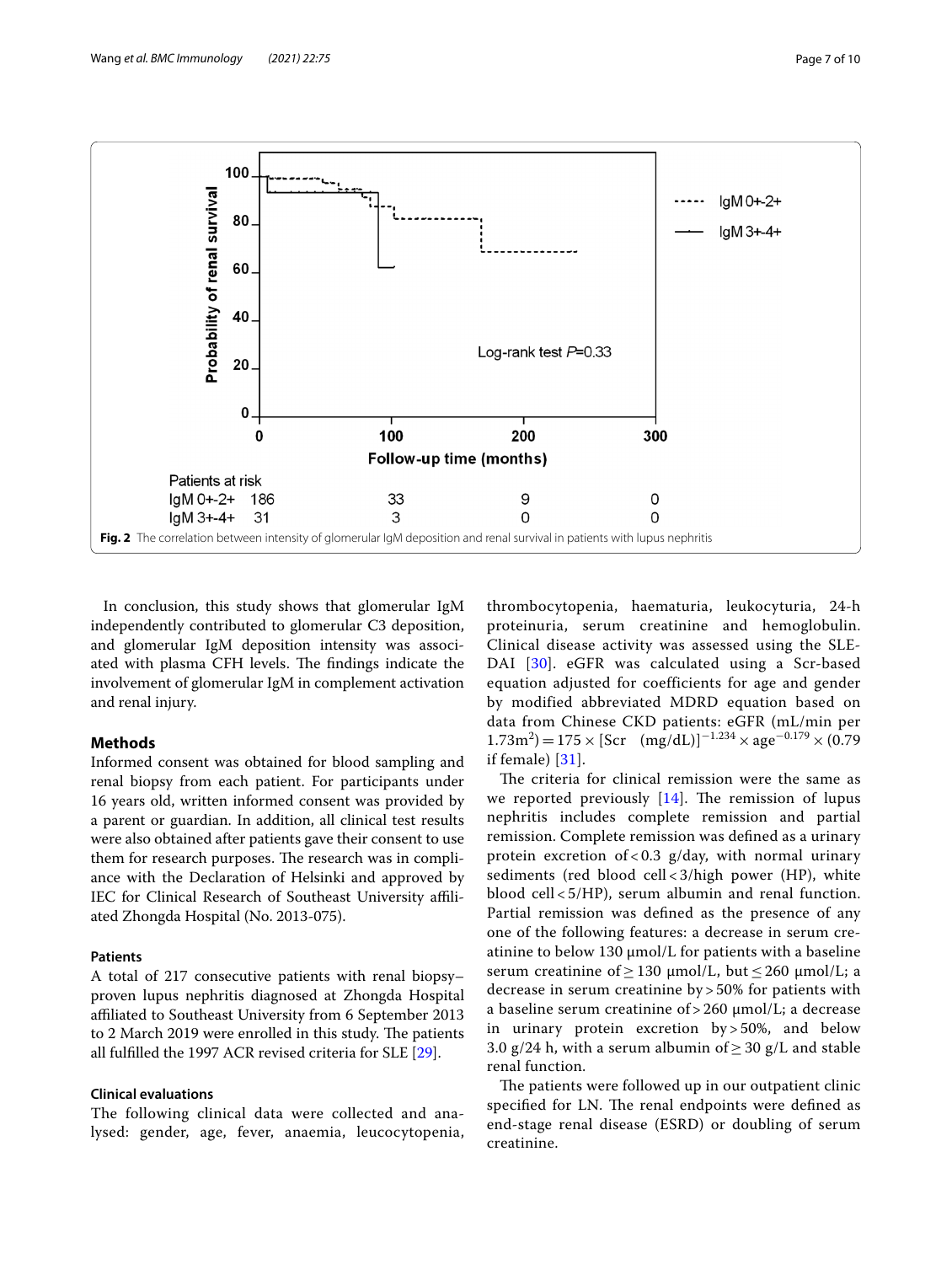Fig. 2 The correlation between intensity of glomerular IgM deposition and renal survival in patients with lupus nephritis

In conclusion, this study shows that glomerular IgM independently contributed to glomerular C3 deposition, and glomerular IgM deposition intensity was associated with plasma CFH levels. The findings indicate the involvement of glomerular IgM in complement activation and renal injury.

## Methods

Informed consent was obtained for blood sampling and renal biopsy from each patient. For participants under 16 years old, written informed consent was provided by a parent or guardian. In addition, all clinical test results were also obtained after patients gave their consent to use them for research purposes. The research was in compliance with the Declaration of Helsinki and approved by IEC for Clinical Research of Southeast University affiliated Zhongda Hospital (No. 2013-075).

### Patients

A total of 217 consecutive patients with renal biopsy–proven lupus nephritis diagnosed at Zhongda Hospital affiliated to Southeast University from 6 September 2013 to 2 March 2019 were enrolled in this study. The patients all fulfilled the 1997 ACR revised criteria for SLE [29].

### Clinical evaluations

The following clinical data were collected and analysed: gender, age, fever, anaemia, leucocytopenia, thrombocytopenia, haematuria, leukocyturia, 24-h proteinuria, serum creatinine and hemoglobulin. Clinical disease activity was assessed using the SLE-DAI [30]. eGFR was calculated using a Scr-based equation adjusted for coefficients for age and gender by modified abbreviated MDRD equation based on data from Chinese CKD patients: eGFR (mL/min per $1.73\text{m}^2$) $= 175 \times [\text{Scr} \quad (\text{mg/dL})]^{-1.234} \times \text{age}^{-0.179} \times (0.79$ if female) [31].

The criteria for clinical remission were the same as we reported previously [14]. The remission of lupus nephritis includes complete remission and partial remission. Complete remission was defined as a urinary protein excretion of $<0.3$ g/day, with normal urinary sediments (red blood cell $<3$/high power (HP), white blood cell $<5$/HP), serum albumin and renal function. Partial remission was defined as the presence of any one of the following features: a decrease in serum creatinine to below 130 μmol/L for patients with a baseline serum creatinine of $\geq 130$ μmol/L, but $\leq 260$ μmol/L; a decrease in serum creatinine by $>50\%$ for patients with a baseline serum creatinine of $>260$ μmol/L; a decrease in urinary protein excretion by $>50\%$, and below 3.0 g/24 h, with a serum albumin of $\geq 30$ g/L and stable renal function.

The patients were followed up in our outpatient clinic specified for LN. The renal endpoints were defined as end-stage renal disease (ESRD) or doubling of serum creatinine.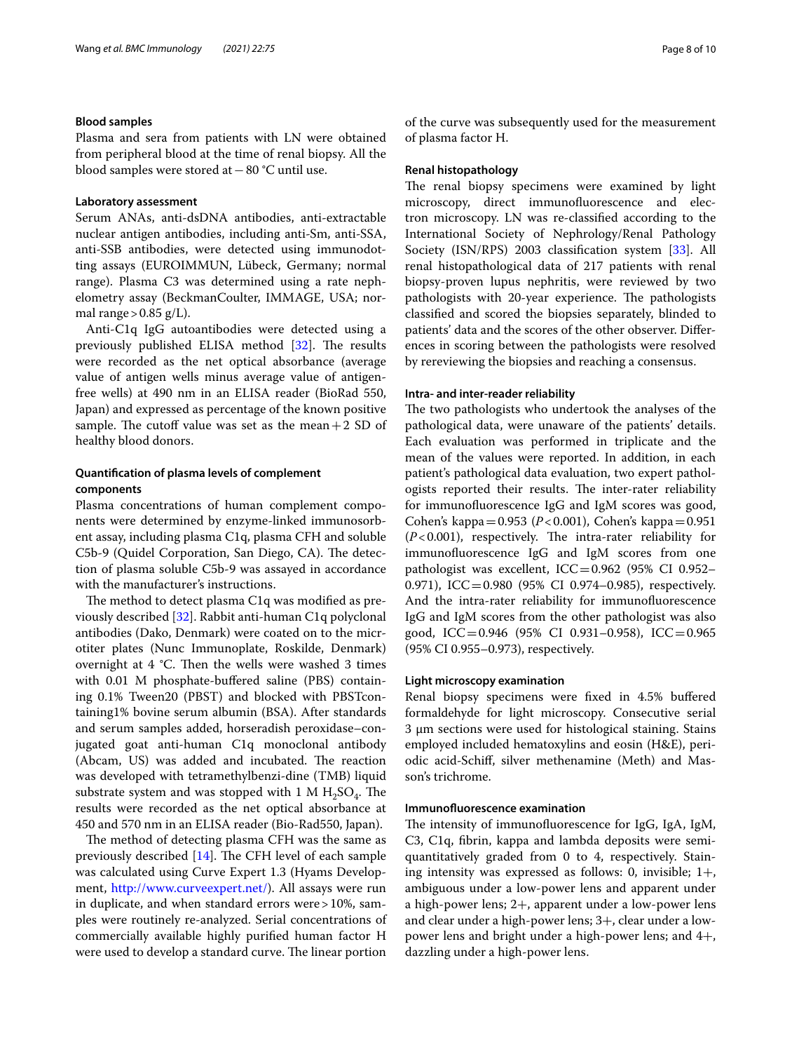### Blood samples

Plasma and sera from patients with LN were obtained from peripheral blood at the time of renal biopsy. All the blood samples were stored at −80 °C until use.

### Laboratory assessment

Serum ANAs, anti-dsDNA antibodies, anti-extractable nuclear antigen antibodies, including anti-Sm, anti-SSA, anti-SSB antibodies, were detected using immunodotting assays (EUROIMMUN, Lübeck, Germany; normal range). Plasma C3 was determined using a rate nephelometry assay (BeckmanCoulter, IMMAGE, USA; normal range > 0.85 g/L).

Anti-C1q IgG autoantibodies were detected using a previously published ELISA method [32]. The results were recorded as the net optical absorbance (average value of antigen wells minus average value of antigen-free wells) at 490 nm in an ELISA reader (BioRad 550, Japan) and expressed as percentage of the known positive sample. The cutoff value was set as the mean + 2 SD of healthy blood donors.

### Quantification of plasma levels of complement components

Plasma concentrations of human complement components were determined by enzyme-linked immunosorbent assay, including plasma C1q, plasma CFH and soluble C5b-9 (Quidel Corporation, San Diego, CA). The detection of plasma soluble C5b-9 was assayed in accordance with the manufacturer's instructions.

The method to detect plasma C1q was modified as previously described [32]. Rabbit anti-human C1q polyclonal antibodies (Dako, Denmark) were coated on to the microtiter plates (Nunc Immunoplate, Roskilde, Denmark) overnight at 4 °C. Then the wells were washed 3 times with 0.01 M phosphate-buffered saline (PBS) containing 0.1% Tween20 (PBST) and blocked with PBSTcontaining1% bovine serum albumin (BSA). After standards and serum samples added, horseradish peroxidase–conjugated goat anti-human C1q monoclonal antibody (Abcam, US) was added and incubated. The reaction was developed with tetramethylbenzi-dine (TMB) liquid substrate system and was stopped with 1 M $H_2SO_4$. The results were recorded as the net optical absorbance at 450 and 570 nm in an ELISA reader (Bio-Rad550, Japan).

The method of detecting plasma CFH was the same as previously described [14]. The CFH level of each sample was calculated using Curve Expert 1.3 (Hyams Development, http://www.curveexpert.net/). All assays were run in duplicate, and when standard errors were > 10%, samples were routinely re-analyzed. Serial concentrations of commercially available highly purified human factor H were used to develop a standard curve. The linear portion of the curve was subsequently used for the measurement of plasma factor H.

### Renal histopathology

The renal biopsy specimens were examined by light microscopy, direct immunofluorescence and electron microscopy. LN was re-classified according to the International Society of Nephrology/Renal Pathology Society (ISN/RPS) 2003 classification system [33]. All renal histopathological data of 217 patients with renal biopsy-proven lupus nephritis, were reviewed by two pathologists with 20-year experience. The pathologists classified and scored the biopsies separately, blinded to patients' data and the scores of the other observer. Differences in scoring between the pathologists were resolved by rereviewing the biopsies and reaching a consensus.

### Intra- and inter-reader reliability

The two pathologists who undertook the analyses of the pathological data, were unaware of the patients' details. Each evaluation was performed in triplicate and the mean of the values were reported. In addition, in each patient's pathological data evaluation, two expert pathologists reported their results. The inter-rater reliability for immunofluorescence IgG and IgM scores was good, Cohen's kappa = 0.953 ($P < 0.001$), Cohen's kappa = 0.951 ($P < 0.001$), respectively. The intra-rater reliability for immunofluorescence IgG and IgM scores from one pathologist was excellent, ICC = 0.962 (95% CI 0.952–0.971), ICC = 0.980 (95% CI 0.974–0.985), respectively. And the intra-rater reliability for immunofluorescence IgG and IgM scores from the other pathologist was also good, ICC = 0.946 (95% CI 0.931–0.958), ICC = 0.965 (95% CI 0.955–0.973), respectively.

### Light microscopy examination

Renal biopsy specimens were fixed in 4.5% buffered formaldehyde for light microscopy. Consecutive serial 3 μm sections were used for histological staining. Stains employed included hematoxylins and eosin (H&E), periodic acid-Schiff, silver methenamine (Meth) and Masson's trichrome.

### Immunofluorescence examination

The intensity of immunofluorescence for IgG, IgA, IgM, C3, C1q, fibrin, kappa and lambda deposits were semi-quantitatively graded from 0 to 4, respectively. Staining intensity was expressed as follows: 0, invisible; 1+, ambiguous under a low-power lens and apparent under a high-power lens; 2+, apparent under a low-power lens and clear under a high-power lens; 3+, clear under a low-power lens and bright under a high-power lens; and 4+, dazzling under a high-power lens.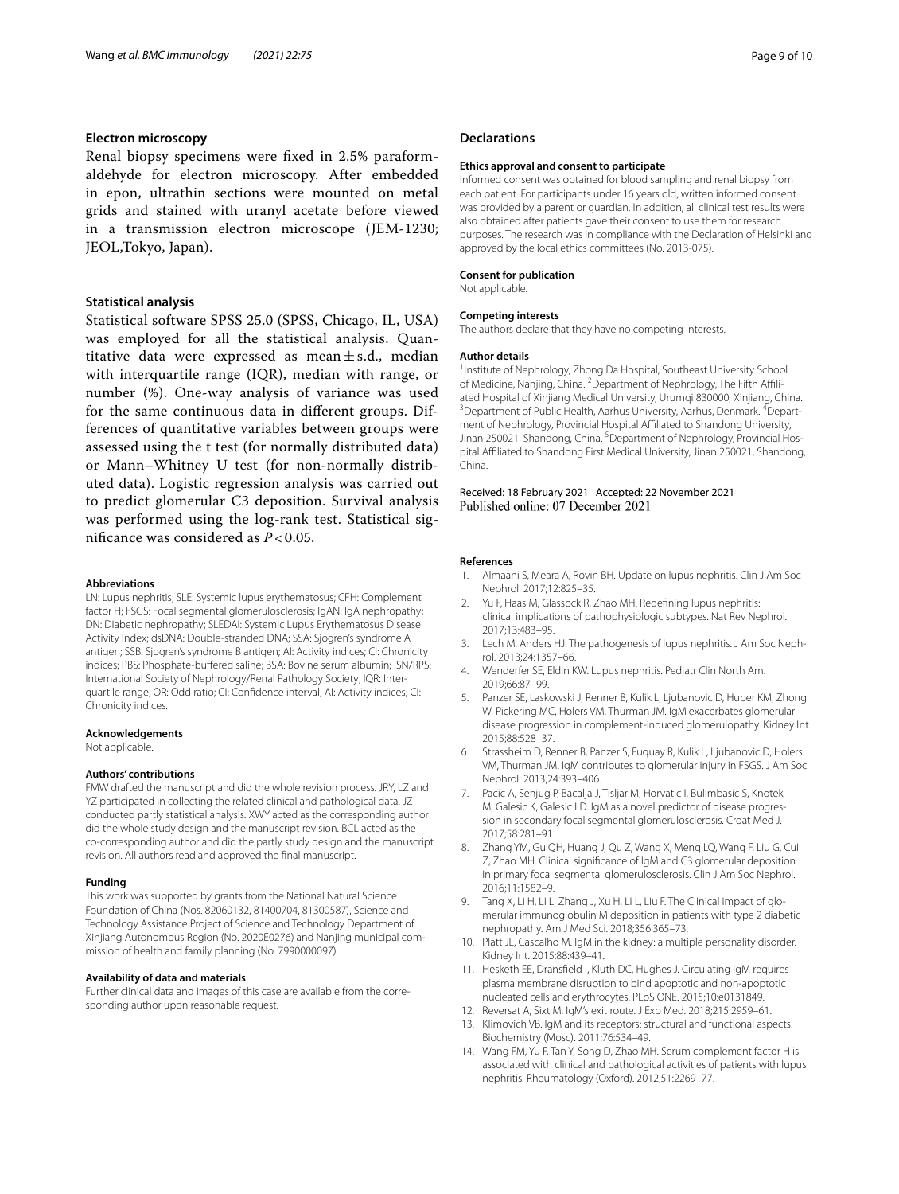### Electron microscopy

Renal biopsy specimens were fixed in 2.5% paraformaldehyde for electron microscopy. After embedded in epon, ultrathin sections were mounted on metal grids and stained with uranyl acetate before viewed in a transmission electron microscope (JEM-1230; JEOL,Tokyo, Japan).

### Statistical analysis

Statistical software SPSS 25.0 (SPSS, Chicago, IL, USA) was employed for all the statistical analysis. Quantitative data were expressed as mean ± s.d., median with interquartile range (IQR), median with range, or number (%). One-way analysis of variance was used for the same continuous data in different groups. Differences of quantitative variables between groups were assessed using the t test (for normally distributed data) or Mann–Whitney U test (for non-normally distributed data). Logistic regression analysis was carried out to predict glomerular C3 deposition. Survival analysis was performed using the log-rank test. Statistical significance was considered as $P < 0.05$.

#### Abbreviations

LN: Lupus nephritis; SLE: Systemic lupus erythematosus; CFH: Complement factor H; FSGS: Focal segmental glomerulosclerosis; IgAN: IgA nephropathy; DN: Diabetic nephropathy; SLEDAI: Systemic Lupus Erythematosus Disease Activity Index; dsDNA: Double-stranded DNA; SSA: Sjogren's syndrome A antigen; SSB: Sjogren's syndrome B antigen; AI: Activity indices; CI: Chronicity indices; PBS: Phosphate-buffered saline; BSA: Bovine serum albumin; ISN/RPS: International Society of Nephrology/Renal Pathology Society; IQR: Interquartile range; OR: Odd ratio; CI: Confidence interval; AI: Activity indices; CI: Chronicity indices.

#### Acknowledgements

Not applicable.

#### Authors' contributions

FMW drafted the manuscript and did the whole revision process. JRY, LZ and YZ participated in collecting the related clinical and pathological data. JZ conducted partly statistical analysis. XWY acted as the corresponding author did the whole study design and the manuscript revision. BCL acted as the co-corresponding author and did the partly study design and the manuscript revision. All authors read and approved the final manuscript.

#### Funding

This work was supported by grants from the National Natural Science Foundation of China (Nos. 82060132, 81400704, 81300587), Science and Technology Assistance Project of Science and Technology Department of Xinjiang Autonomous Region (No. 2020E0276) and Nanjing municipal commission of health and family planning (No. 7990000097).

#### Availability of data and materials

Further clinical data and images of this case are available from the corresponding author upon reasonable request.

## Declarations

#### Ethics approval and consent to participate

Informed consent was obtained for blood sampling and renal biopsy from each patient. For participants under 16 years old, written informed consent was provided by a parent or guardian. In addition, all clinical test results were also obtained after patients gave their consent to use them for research purposes. The research was in compliance with the Declaration of Helsinki and approved by the local ethics committees (No. 2013-075).

#### Consent for publication

Not applicable.

#### Competing interests

The authors declare that they have no competing interests.

#### Author details

[1]Institute of Nephrology, Zhong Da Hospital, Southeast University School of Medicine, Nanjing, China. [2]Department of Nephrology, The Fifth Affiliated Hospital of Xinjiang Medical University, Urumqi 830000, Xinjiang, China. [3]Department of Public Health, Aarhus University, Aarhus, Denmark. [4]Department of Nephrology, Provincial Hospital Affiliated to Shandong University, Jinan 250021, Shandong, China. [5]Department of Nephrology, Provincial Hospital Affiliated to Shandong First Medical University, Jinan 250021, Shandong, China.

Received: 18 February 2021 Accepted: 22 November 2021
Published online: 07 December 2021

#### References

1. Almaani S, Meara A, Rovin BH. Update on lupus nephritis. Clin J Am Soc Nephrol. 2017;12:825–35.
2. Yu F, Haas M, Glassock R, Zhao MH. Redefining lupus nephritis: clinical implications of pathophysiologic subtypes. Nat Rev Nephrol. 2017;13:483–95.
3. Lech M, Anders HJ. The pathogenesis of lupus nephritis. J Am Soc Nephrol. 2013;24:1357–66.
4. Wenderfer SE, Eldin KW. Lupus nephritis. Pediatr Clin North Am. 2019;66:87–99.
5. Panzer SE, Laskowski J, Renner B, Kulik L, Ljubanovic D, Huber KM, Zhong W, Pickering MC, Holers VM, Thurman JM. IgM exacerbates glomerular disease progression in complement-induced glomerulopathy. Kidney Int. 2015;88:528–37.
6. Strassheim D, Renner B, Panzer S, Fuquay R, Kulik L, Ljubanovic D, Holers VM, Thurman JM. IgM contributes to glomerular injury in FSGS. J Am Soc Nephrol. 2013;24:393–406.
7. Pacic A, Senjug P, Bacalja J, Tisljar M, Horvatic I, Bulimbasic S, Knotek M, Galesic K, Galesic LD. IgM as a novel predictor of disease progression in secondary focal segmental glomerulosclerosis. Croat Med J. 2017;58:281–91.
8. Zhang YM, Gu QH, Huang J, Qu Z, Wang X, Meng LQ, Wang F, Liu G, Cui Z, Zhao MH. Clinical significance of IgM and C3 glomerular deposition in primary focal segmental glomerulosclerosis. Clin J Am Soc Nephrol. 2016;11:1582–9.
9. Tang X, Li H, Li L, Zhang J, Xu H, Li L, Liu F. The Clinical impact of glomerular immunoglobulin M deposition in patients with type 2 diabetic nephropathy. Am J Med Sci. 2018;356:365–73.
10. Platt JL, Cascalho M. IgM in the kidney: a multiple personality disorder. Kidney Int. 2015;88:439–41.
11. Hesketh EE, Dransfield I, Kluth DC, Hughes J. Circulating IgM requires plasma membrane disruption to bind apoptotic and non-apoptotic nucleated cells and erythrocytes. PLoS ONE. 2015;10:e0131849.
12. Reversat A, Sixt M. IgM's exit route. J Exp Med. 2018;215:2959–61.
13. Klimovich VB. IgM and its receptors: structural and functional aspects. Biochemistry (Mosc). 2011;76:534–49.
14. Wang FM, Yu F, Tan Y, Song D, Zhao MH. Serum complement factor H is associated with clinical and pathological activities of patients with lupus nephritis. Rheumatology (Oxford). 2012;51:2269–77.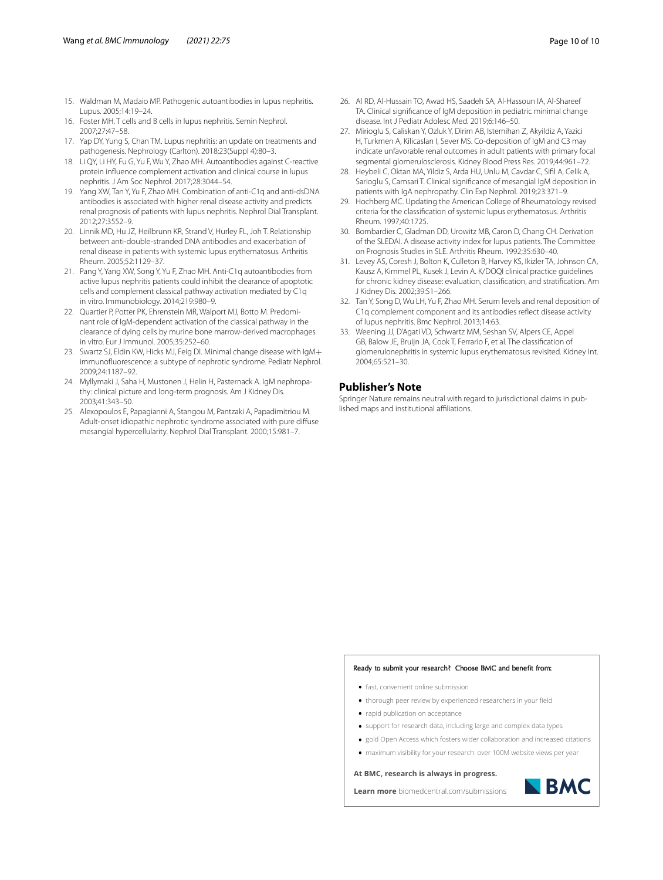15. Waldman M, Madaio MP. Pathogenic autoantibodies in lupus nephritis. Lupus. 2005;14:19–24.
16. Foster MH. T cells and B cells in lupus nephritis. Semin Nephrol. 2007;27:47–58.
17. Yap DY, Yung S, Chan TM. Lupus nephritis: an update on treatments and pathogenesis. Nephrology (Carlton). 2018;23(Suppl 4):80–3.
18. Li QY, Li HY, Fu G, Yu F, Wu Y, Zhao MH. Autoantibodies against C-reactive protein influence complement activation and clinical course in lupus nephritis. J Am Soc Nephrol. 2017;28:3044–54.
19. Yang XW, Tan Y, Yu F, Zhao MH. Combination of anti-C1q and anti-dsDNA antibodies is associated with higher renal disease activity and predicts renal prognosis of patients with lupus nephritis. Nephrol Dial Transplant. 2012;27:3552–9.
20. Linnik MD, Hu JZ, Heilbrunn KR, Strand V, Hurley FL, Joh T. Relationship between anti-double-stranded DNA antibodies and exacerbation of renal disease in patients with systemic lupus erythematosus. Arthritis Rheum. 2005;52:1129–37.
21. Pang Y, Yang XW, Song Y, Yu F, Zhao MH. Anti-C1q autoantibodies from active lupus nephritis patients could inhibit the clearance of apoptotic cells and complement classical pathway activation mediated by C1q in vitro. Immunobiology. 2014;219:980–9.
22. Quartier P, Potter PK, Ehrenstein MR, Walport MJ, Botto M. Predominant role of IgM-dependent activation of the classical pathway in the clearance of dying cells by murine bone marrow-derived macrophages in vitro. Eur J Immunol. 2005;35:252–60.
23. Swartz SJ, Eldin KW, Hicks MJ, Feig DI. Minimal change disease with IgM+ immunofluorescence: a subtype of nephrotic syndrome. Pediatr Nephrol. 2009;24:1187–92.
24. Myllymaki J, Saha H, Mustonen J, Helin H, Pasternack A. IgM nephropathy: clinical picture and long-term prognosis. Am J Kidney Dis. 2003;41:343–50.
25. Alexopoulos E, Papagianni A, Stangou M, Pantzaki A, Papadimitriou M. Adult-onset idiopathic nephrotic syndrome associated with pure diffuse mesangial hypercellularity. Nephrol Dial Transplant. 2000;15:981–7.
26. Al RD, Al-Hussain TO, Awad HS, Saadeh SA, Al-Hassoun IA, Al-Shareef TA. Clinical significance of IgM deposition in pediatric minimal change disease. Int J Pediatr Adolesc Med. 2019;6:146–50.
27. Mirioglu S, Caliskan Y, Ozluk Y, Dirim AB, Istemihan Z, Akyildiz A, Yazici H, Turkmen A, Kilicaslan I, Sever MS. Co-deposition of IgM and C3 may indicate unfavorable renal outcomes in adult patients with primary focal segmental glomerulosclerosis. Kidney Blood Press Res. 2019;44:961–72.
28. Heybeli C, Oktan MA, Yildiz S, Arda HU, Unlu M, Cavdar C, Sifil A, Celik A, Sarioglu S, Camsari T. Clinical significance of mesangial IgM deposition in patients with IgA nephropathy. Clin Exp Nephrol. 2019;23:371–9.
29. Hochberg MC. Updating the American College of Rheumatology revised criteria for the classification of systemic lupus erythematosus. Arthritis Rheum. 1997;40:1725.
30. Bombardier C, Gladman DD, Urowitz MB, Caron D, Chang CH. Derivation of the SLEDAI. A disease activity index for lupus patients. The Committee on Prognosis Studies in SLE. Arthritis Rheum. 1992;35:630–40.
31. Levey AS, Coresh J, Bolton K, Culleton B, Harvey KS, Ikizler TA, Johnson CA, Kausz A, Kimmel PL, Kusek J, Levin A. K/DOQI clinical practice guidelines for chronic kidney disease: evaluation, classification, and stratification. Am J Kidney Dis. 2002;39:S1–266.
32. Tan Y, Song D, Wu LH, Yu F, Zhao MH. Serum levels and renal deposition of C1q complement component and its antibodies reflect disease activity of lupus nephritis. Bmc Nephrol. 2013;14:63.
33. Weening JJ, D'Agati VD, Schwartz MM, Seshan SV, Alpers CE, Appel GB, Balow JE, Bruijn JA, Cook T, Ferrario F, et al. The classification of glomerulonephritis in systemic lupus erythematosus revisited. Kidney Int. 2004;65:521–30.

## Publisher's Note

Springer Nature remains neutral with regard to jurisdictional claims in published maps and institutional affiliations.

Ready to submit your research? Choose BMC and benefit from:

- fast, convenient online submission
- thorough peer review by experienced researchers in your field
- rapid publication on acceptance
- support for research data, including large and complex data types
- gold Open Access which fosters wider collaboration and increased citations
- maximum visibility for your research: over 100M website views per year

**At BMC, research is always in progress.**

**Learn more** biomedcentral.com/submissions

BMC